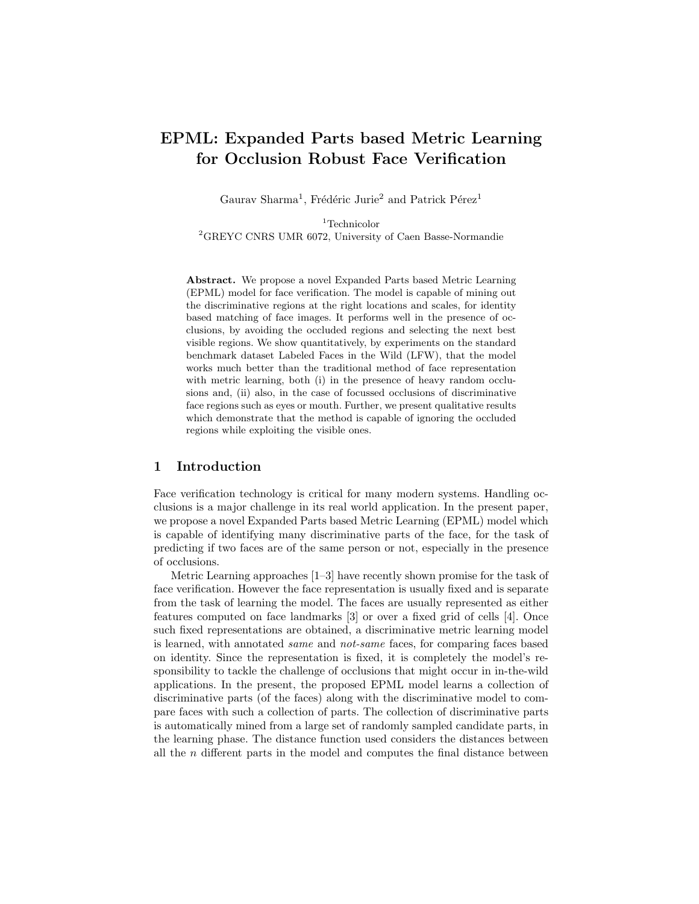# EPML: Expanded Parts based Metric Learning for Occlusion Robust Face Verification

Gaurav Sharma[1], Frédéric Jurie[2] and Patrick Pérez[1]

[1]Technicolor
[2]GREYC CNRS UMR 6072, University of Caen Basse-Normandie

**Abstract.** We propose a novel Expanded Parts based Metric Learning (EPML) model for face verification. The model is capable of mining out the discriminative regions at the right locations and scales, for identity based matching of face images. It performs well in the presence of occlusions, by avoiding the occluded regions and selecting the next best visible regions. We show quantitatively, by experiments on the standard benchmark dataset Labeled Faces in the Wild (LFW), that the model works much better than the traditional method of face representation with metric learning, both (i) in the presence of heavy random occlusions and, (ii) also, in the case of focussed occlusions of discriminative face regions such as eyes or mouth. Further, we present qualitative results which demonstrate that the method is capable of ignoring the occluded regions while exploiting the visible ones.

## 1 Introduction

Face verification technology is critical for many modern systems. Handling occlusions is a major challenge in its real world application. In the present paper, we propose a novel Expanded Parts based Metric Learning (EPML) model which is capable of identifying many discriminative parts of the face, for the task of predicting if two faces are of the same person or not, especially in the presence of occlusions.

Metric Learning approaches [1–3] have recently shown promise for the task of face verification. However the face representation is usually fixed and is separate from the task of learning the model. The faces are usually represented as either features computed on face landmarks [3] or over a fixed grid of cells [4]. Once such fixed representations are obtained, a discriminative metric learning model is learned, with annotated *same* and *not-same* faces, for comparing faces based on identity. Since the representation is fixed, it is completely the model's responsibility to tackle the challenge of occlusions that might occur in in-the-wild applications. In the present, the proposed EPML model learns a collection of discriminative parts (of the faces) along with the discriminative model to compare faces with such a collection of parts. The collection of discriminative parts is automatically mined from a large set of randomly sampled candidate parts, in the learning phase. The distance function used considers the distances between all the $n$ different parts in the model and computes the final distance between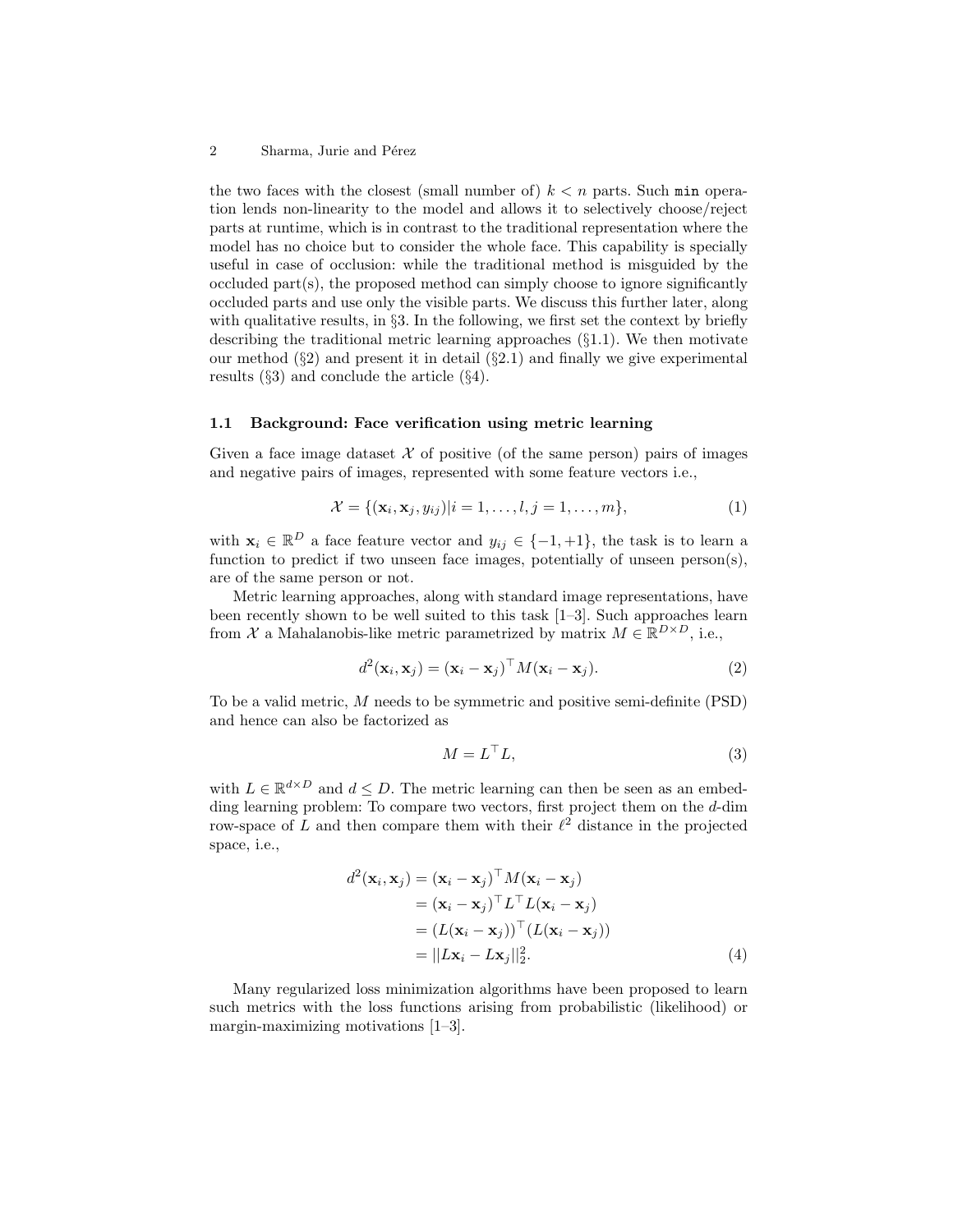the two faces with the closest (small number of) $k < n$ parts. Such `min` operation lends non-linearity to the model and allows it to selectively choose/reject parts at runtime, which is in contrast to the traditional representation where the model has no choice but to consider the whole face. This capability is specially useful in case of occlusion: while the traditional method is misguided by the occluded part(s), the proposed method can simply choose to ignore significantly occluded parts and use only the visible parts. We discuss this further later, along with qualitative results, in §3. In the following, we first set the context by briefly describing the traditional metric learning approaches (§1.1). We then motivate our method (§2) and present it in detail (§2.1) and finally we give experimental results (§3) and conclude the article (§4).

### 1.1 Background: Face verification using metric learning

Given a face image dataset $\mathcal{X}$ of positive (of the same person) pairs of images and negative pairs of images, represented with some feature vectors i.e.,

$$\mathcal{X} = \{(\mathbf{x}_i, \mathbf{x}_j, y_{ij}) | i = 1, \ldots, l, j = 1, \ldots, m\}, \tag{1}$$

with $\mathbf{x}_i \in \mathbb{R}^D$ a face feature vector and $y_{ij} \in \{-1, +1\}$, the task is to learn a function to predict if two unseen face images, potentially of unseen person(s), are of the same person or not.

Metric learning approaches, along with standard image representations, have been recently shown to be well suited to this task [1–3]. Such approaches learn from $\mathcal{X}$ a Mahalanobis-like metric parametrized by matrix $M \in \mathbb{R}^{D \times D}$, i.e.,

$$d^2(\mathbf{x}_i, \mathbf{x}_j) = (\mathbf{x}_i - \mathbf{x}_j)^\top M (\mathbf{x}_i - \mathbf{x}_j). \tag{2}$$

To be a valid metric, $M$ needs to be symmetric and positive semi-definite (PSD) and hence can also be factorized as

$$M = L^\top L, \tag{3}$$

with $L \in \mathbb{R}^{d \times D}$ and $d \leq D$. The metric learning can then be seen as an embedding learning problem: To compare two vectors, first project them on the $d$-dim row-space of $L$ and then compare them with their $\ell^2$ distance in the projected space, i.e.,

$$\begin{aligned}
d^2(\mathbf{x}_i, \mathbf{x}_j) &= (\mathbf{x}_i - \mathbf{x}_j)^\top M (\mathbf{x}_i - \mathbf{x}_j) \\
&= (\mathbf{x}_i - \mathbf{x}_j)^\top L^\top L (\mathbf{x}_i - \mathbf{x}_j) \\
&= (L(\mathbf{x}_i - \mathbf{x}_j))^\top (L(\mathbf{x}_i - \mathbf{x}_j)) \\
&= ||L\mathbf{x}_i - L\mathbf{x}_j||_2^2.
\end{aligned} \tag{4}$$

Many regularized loss minimization algorithms have been proposed to learn such metrics with the loss functions arising from probabilistic (likelihood) or margin-maximizing motivations [1–3].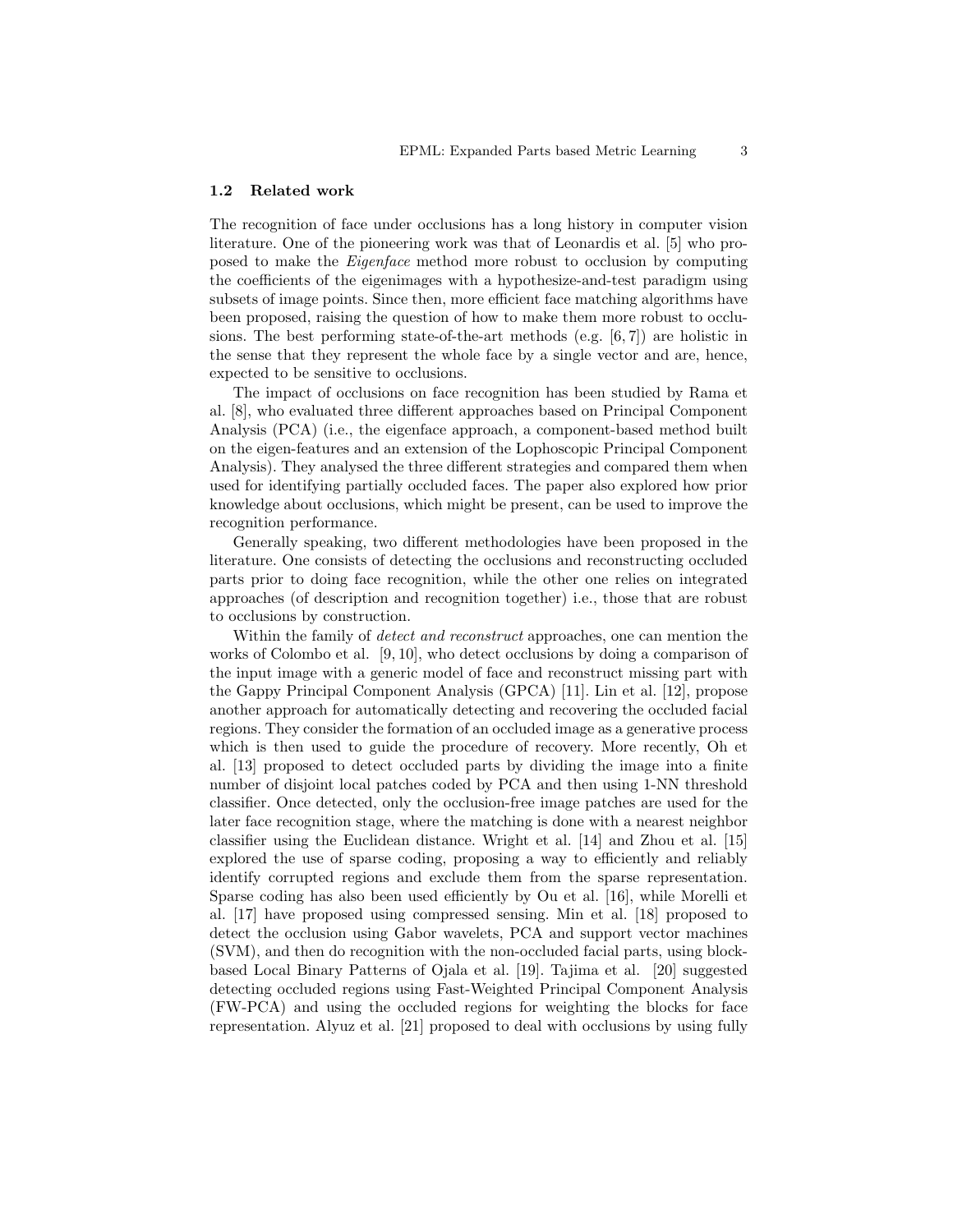### 1.2 Related work

The recognition of face under occlusions has a long history in computer vision literature. One of the pioneering work was that of Leonardis et al. [5] who proposed to make the *Eigenface* method more robust to occlusion by computing the coefficients of the eigenimages with a hypothesize-and-test paradigm using subsets of image points. Since then, more efficient face matching algorithms have been proposed, raising the question of how to make them more robust to occlusions. The best performing state-of-the-art methods (e.g. [6, 7]) are holistic in the sense that they represent the whole face by a single vector and are, hence, expected to be sensitive to occlusions.

The impact of occlusions on face recognition has been studied by Rama et al. [8], who evaluated three different approaches based on Principal Component Analysis (PCA) (i.e., the eigenface approach, a component-based method built on the eigen-features and an extension of the Lophoscopic Principal Component Analysis). They analysed the three different strategies and compared them when used for identifying partially occluded faces. The paper also explored how prior knowledge about occlusions, which might be present, can be used to improve the recognition performance.

Generally speaking, two different methodologies have been proposed in the literature. One consists of detecting the occlusions and reconstructing occluded parts prior to doing face recognition, while the other one relies on integrated approaches (of description and recognition together) i.e., those that are robust to occlusions by construction.

Within the family of *detect and reconstruct* approaches, one can mention the works of Colombo et al. [9, 10], who detect occlusions by doing a comparison of the input image with a generic model of face and reconstruct missing part with the Gappy Principal Component Analysis (GPCA) [11]. Lin et al. [12], propose another approach for automatically detecting and recovering the occluded facial regions. They consider the formation of an occluded image as a generative process which is then used to guide the procedure of recovery. More recently, Oh et al. [13] proposed to detect occluded parts by dividing the image into a finite number of disjoint local patches coded by PCA and then using 1-NN threshold classifier. Once detected, only the occlusion-free image patches are used for the later face recognition stage, where the matching is done with a nearest neighbor classifier using the Euclidean distance. Wright et al. [14] and Zhou et al. [15] explored the use of sparse coding, proposing a way to efficiently and reliably identify corrupted regions and exclude them from the sparse representation. Sparse coding has also been used efficiently by Ou et al. [16], while Morelli et al. [17] have proposed using compressed sensing. Min et al. [18] proposed to detect the occlusion using Gabor wavelets, PCA and support vector machines (SVM), and then do recognition with the non-occluded facial parts, using block-based Local Binary Patterns of Ojala et al. [19]. Tajima et al. [20] suggested detecting occluded regions using Fast-Weighted Principal Component Analysis (FW-PCA) and using the occluded regions for weighting the blocks for face representation. Alyuz et al. [21] proposed to deal with occlusions by using fully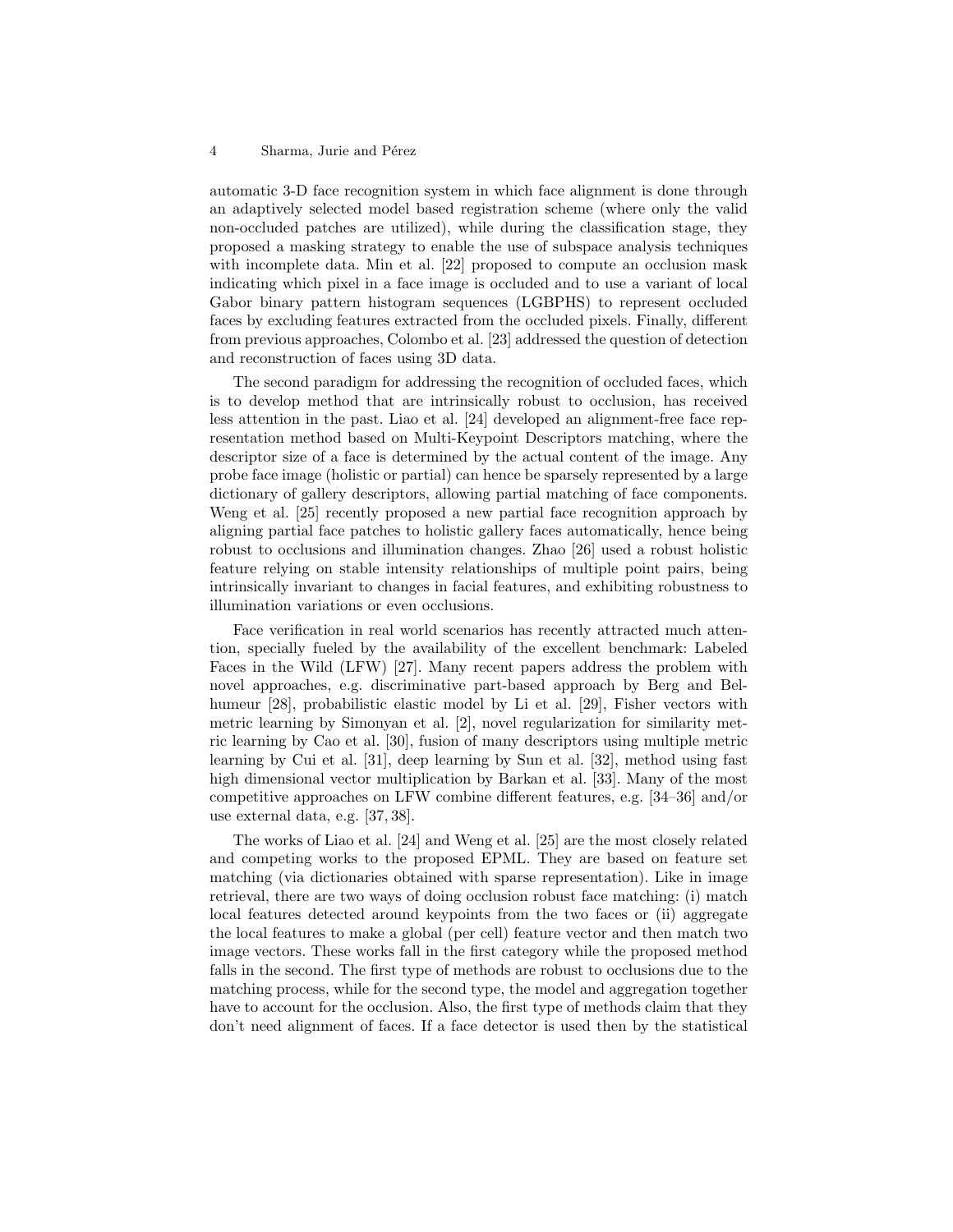automatic 3-D face recognition system in which face alignment is done through an adaptively selected model based registration scheme (where only the valid non-occluded patches are utilized), while during the classification stage, they proposed a masking strategy to enable the use of subspace analysis techniques with incomplete data. Min et al. [22] proposed to compute an occlusion mask indicating which pixel in a face image is occluded and to use a variant of local Gabor binary pattern histogram sequences (LGBPHS) to represent occluded faces by excluding features extracted from the occluded pixels. Finally, different from previous approaches, Colombo et al. [23] addressed the question of detection and reconstruction of faces using 3D data.

The second paradigm for addressing the recognition of occluded faces, which is to develop method that are intrinsically robust to occlusion, has received less attention in the past. Liao et al. [24] developed an alignment-free face representation method based on Multi-Keypoint Descriptors matching, where the descriptor size of a face is determined by the actual content of the image. Any probe face image (holistic or partial) can hence be sparsely represented by a large dictionary of gallery descriptors, allowing partial matching of face components. Weng et al. [25] recently proposed a new partial face recognition approach by aligning partial face patches to holistic gallery faces automatically, hence being robust to occlusions and illumination changes. Zhao [26] used a robust holistic feature relying on stable intensity relationships of multiple point pairs, being intrinsically invariant to changes in facial features, and exhibiting robustness to illumination variations or even occlusions.

Face verification in real world scenarios has recently attracted much attention, specially fueled by the availability of the excellent benchmark: Labeled Faces in the Wild (LFW) [27]. Many recent papers address the problem with novel approaches, e.g. discriminative part-based approach by Berg and Belhumeur [28], probabilistic elastic model by Li et al. [29], Fisher vectors with metric learning by Simonyan et al. [2], novel regularization for similarity metric learning by Cao et al. [30], fusion of many descriptors using multiple metric learning by Cui et al. [31], deep learning by Sun et al. [32], method using fast high dimensional vector multiplication by Barkan et al. [33]. Many of the most competitive approaches on LFW combine different features, e.g. [34–36] and/or use external data, e.g. [37, 38].

The works of Liao et al. [24] and Weng et al. [25] are the most closely related and competing works to the proposed EPML. They are based on feature set matching (via dictionaries obtained with sparse representation). Like in image retrieval, there are two ways of doing occlusion robust face matching: (i) match local features detected around keypoints from the two faces or (ii) aggregate the local features to make a global (per cell) feature vector and then match two image vectors. These works fall in the first category while the proposed method falls in the second. The first type of methods are robust to occlusions due to the matching process, while for the second type, the model and aggregation together have to account for the occlusion. Also, the first type of methods claim that they don't need alignment of faces. If a face detector is used then by the statistical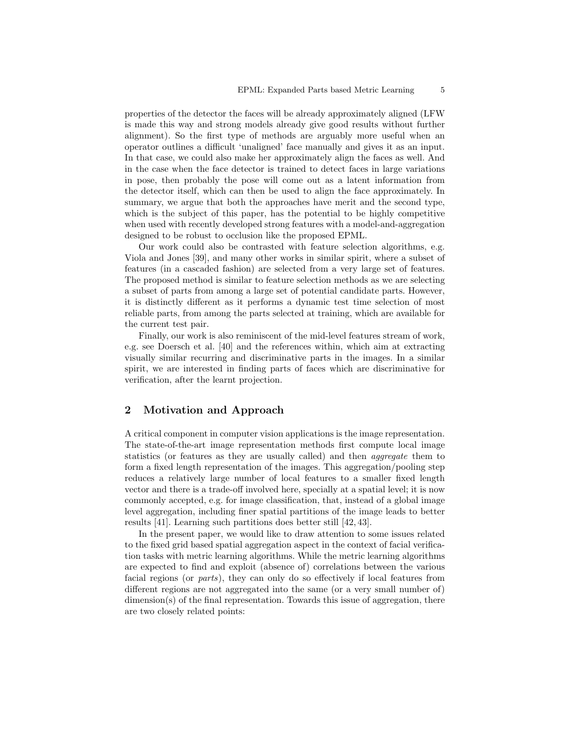properties of the detector the faces will be already approximately aligned (LFW is made this way and strong models already give good results without further alignment). So the first type of methods are arguably more useful when an operator outlines a difficult 'unaligned' face manually and gives it as an input. In that case, we could also make her approximately align the faces as well. And in the case when the face detector is trained to detect faces in large variations in pose, then probably the pose will come out as a latent information from the detector itself, which can then be used to align the face approximately. In summary, we argue that both the approaches have merit and the second type, which is the subject of this paper, has the potential to be highly competitive when used with recently developed strong features with a model-and-aggregation designed to be robust to occlusion like the proposed EPML.

Our work could also be contrasted with feature selection algorithms, e.g. Viola and Jones [39], and many other works in similar spirit, where a subset of features (in a cascaded fashion) are selected from a very large set of features. The proposed method is similar to feature selection methods as we are selecting a subset of parts from among a large set of potential candidate parts. However, it is distinctly different as it performs a dynamic test time selection of most reliable parts, from among the parts selected at training, which are available for the current test pair.

Finally, our work is also reminiscent of the mid-level features stream of work, e.g. see Doersch et al. [40] and the references within, which aim at extracting visually similar recurring and discriminative parts in the images. In a similar spirit, we are interested in finding parts of faces which are discriminative for verification, after the learnt projection.

## 2 Motivation and Approach

A critical component in computer vision applications is the image representation. The state-of-the-art image representation methods first compute local image statistics (or features as they are usually called) and then *aggregate* them to form a fixed length representation of the images. This aggregation/pooling step reduces a relatively large number of local features to a smaller fixed length vector and there is a trade-off involved here, specially at a spatial level; it is now commonly accepted, e.g. for image classification, that, instead of a global image level aggregation, including finer spatial partitions of the image leads to better results [41]. Learning such partitions does better still [42, 43].

In the present paper, we would like to draw attention to some issues related to the fixed grid based spatial aggregation aspect in the context of facial verification tasks with metric learning algorithms. While the metric learning algorithms are expected to find and exploit (absence of) correlations between the various facial regions (or *parts*), they can only do so effectively if local features from different regions are not aggregated into the same (or a very small number of) dimension(s) of the final representation. Towards this issue of aggregation, there are two closely related points: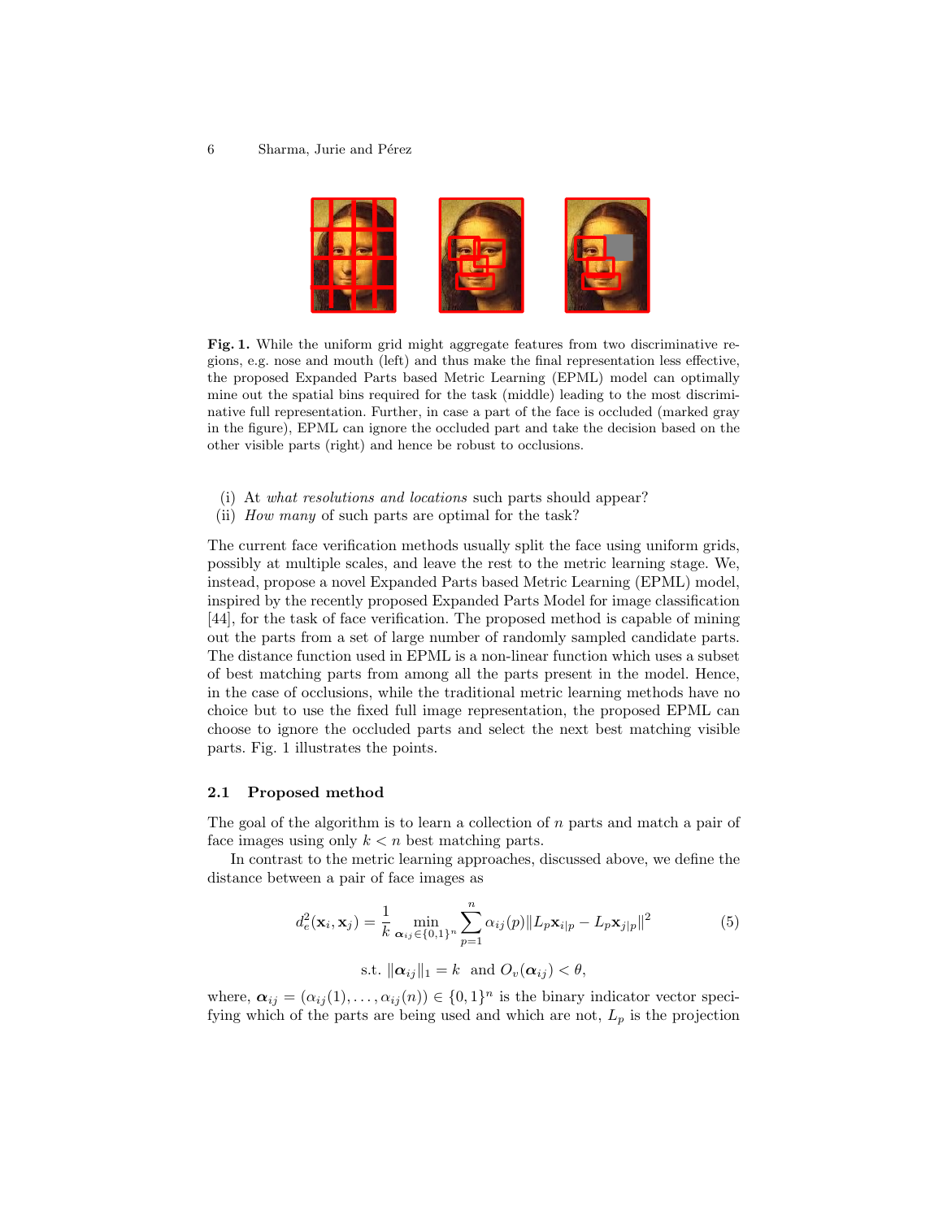**Fig. 1.** While the uniform grid might aggregate features from two discriminative regions, e.g. nose and mouth (left) and thus make the final representation less effective, the proposed Expanded Parts based Metric Learning (EPML) model can optimally mine out the spatial bins required for the task (middle) leading to the most discriminative full representation. Further, in case a part of the face is occluded (marked gray in the figure), EPML can ignore the occluded part and take the decision based on the other visible parts (right) and hence be robust to occlusions.

(i) At *what resolutions and locations* such parts should appear?
(ii) *How many* of such parts are optimal for the task?

The current face verification methods usually split the face using uniform grids, possibly at multiple scales, and leave the rest to the metric learning stage. We, instead, propose a novel Expanded Parts based Metric Learning (EPML) model, inspired by the recently proposed Expanded Parts Model for image classification [44], for the task of face verification. The proposed method is capable of mining out the parts from a set of large number of randomly sampled candidate parts. The distance function used in EPML is a non-linear function which uses a subset of best matching parts from among all the parts present in the model. Hence, in the case of occlusions, while the traditional metric learning methods have no choice but to use the fixed full image representation, the proposed EPML can choose to ignore the occluded parts and select the next best matching visible parts. Fig. 1 illustrates the points.

### 2.1 Proposed method

The goal of the algorithm is to learn a collection of $n$ parts and match a pair of face images using only $k < n$ best matching parts.

In contrast to the metric learning approaches, discussed above, we define the distance between a pair of face images as

$$d_e^2(\mathbf{x}_i, \mathbf{x}_j) = \frac{1}{k} \min_{\boldsymbol{\alpha}_{ij} \in \{0,1\}^n} \sum_{p=1}^{n} \alpha_{ij}(p) \| L_p \mathbf{x}_{i|p} - L_p \mathbf{x}_{j|p} \|^2 \tag{5}$$

$$\text{s.t. } \|\boldsymbol{\alpha}_{ij}\|_1 = k \text{ and } O_v(\boldsymbol{\alpha}_{ij}) < \theta,$$

where, $\boldsymbol{\alpha}_{ij} = (\alpha_{ij}(1), \dots, \alpha_{ij}(n)) \in \{0,1\}^n$ is the binary indicator vector specifying which of the parts are being used and which are not, $L_p$ is the projection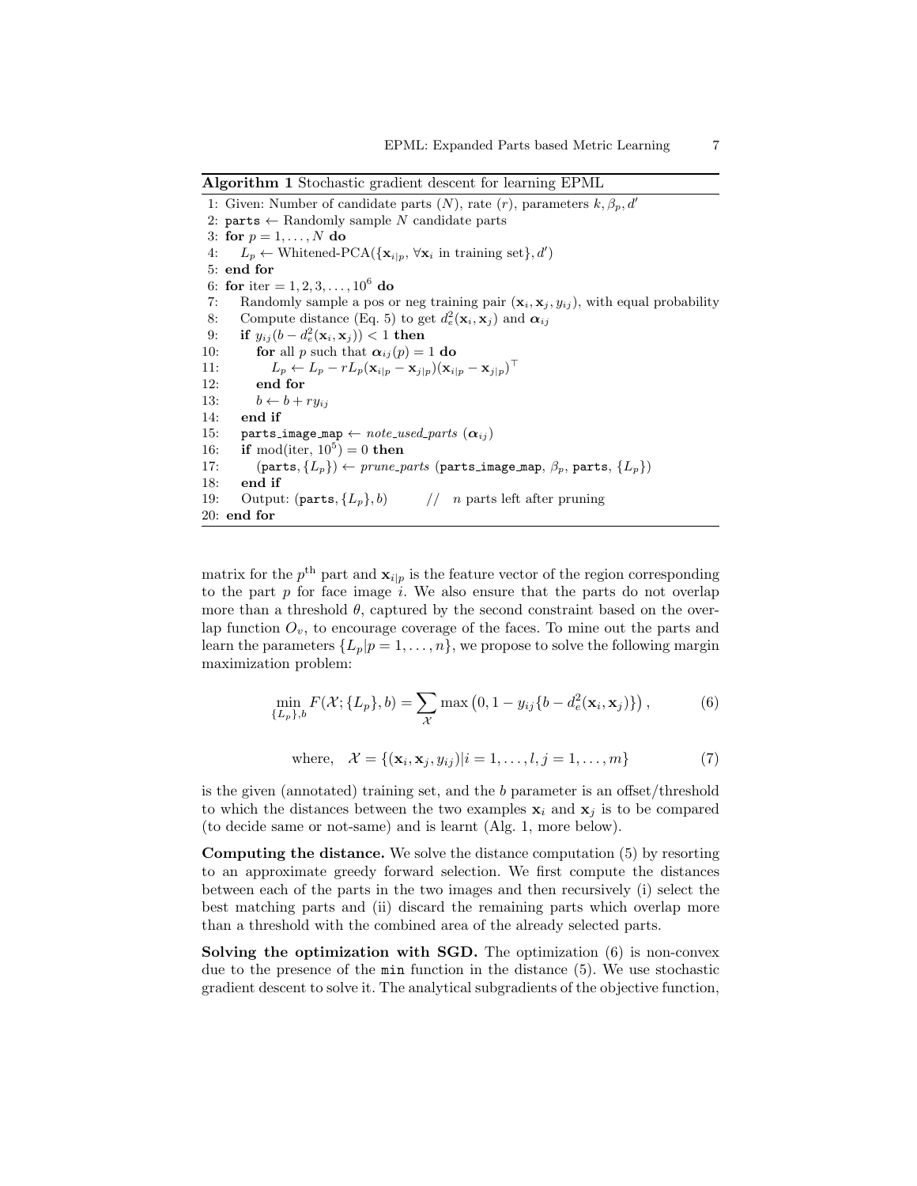**Algorithm 1** Stochastic gradient descent for learning EPML

```
1: Given: Number of candidate parts (N), rate (r), parameters k, β_p, d'
2: parts ← Randomly sample N candidate parts
3: for p = 1, ..., N do
4:    L_p ← Whitened-PCA({x_{i|p}, ∀x_i in training set}, d')
5: end for
6: for iter = 1, 2, 3, ..., 10^6 do
7:    Randomly sample a pos or neg training pair (x_i, x_j, y_ij), with equal probability
8:    Compute distance (Eq. 5) to get d_e^2(x_i, x_j) and α_ij
9:    if y_ij(b − d_e^2(x_i, x_j)) < 1 then
10:       for all p such that α_ij(p) = 1 do
11:          L_p ← L_p − r L_p (x_{i|p} − x_{j|p})(x_{i|p} − x_{j|p})^T
12:       end for
13:       b ← b + r y_ij
14:    end if
15:    parts_image_map ← note_used_parts (α_ij)
16:    if mod(iter, 10^5) = 0 then
17:       (parts, {L_p}) ← prune_parts (parts_image_map, β_p, parts, {L_p})
18:    end if
19:    Output: (parts, {L_p}, b)        //  n parts left after pruning
20: end for
```

matrix for the $p^{\text{th}}$ part and $\mathbf{x}_{i|p}$ is the feature vector of the region corresponding to the part $p$ for face image $i$. We also ensure that the parts do not overlap more than a threshold $\theta$, captured by the second constraint based on the overlap function $O_v$, to encourage coverage of the faces. To mine out the parts and learn the parameters $\{L_p | p = 1, \dots, n\}$, we propose to solve the following margin maximization problem:

$$\min_{\{L_p\}, b} F(\mathcal{X}; \{L_p\}, b) = \sum_{\mathcal{X}} \max\left(0, 1 - y_{ij}\{b - d_e^2(\mathbf{x}_i, \mathbf{x}_j)\}\right), \tag{6}$$

$$\text{where,} \quad \mathcal{X} = \{(\mathbf{x}_i, \mathbf{x}_j, y_{ij}) | i = 1, \dots, l, j = 1, \dots, m\} \tag{7}$$

is the given (annotated) training set, and the $b$ parameter is an offset/threshold to which the distances between the two examples $\mathbf{x}_i$ and $\mathbf{x}_j$ is to be compared (to decide same or not-same) and is learnt (Alg. 1, more below).

**Computing the distance.** We solve the distance computation (5) by resorting to an approximate greedy forward selection. We first compute the distances between each of the parts in the two images and then recursively (i) select the best matching parts and (ii) discard the remaining parts which overlap more than a threshold with the combined area of the already selected parts.

**Solving the optimization with SGD.** The optimization (6) is non-convex due to the presence of the `min` function in the distance (5). We use stochastic gradient descent to solve it. The analytical subgradients of the objective function,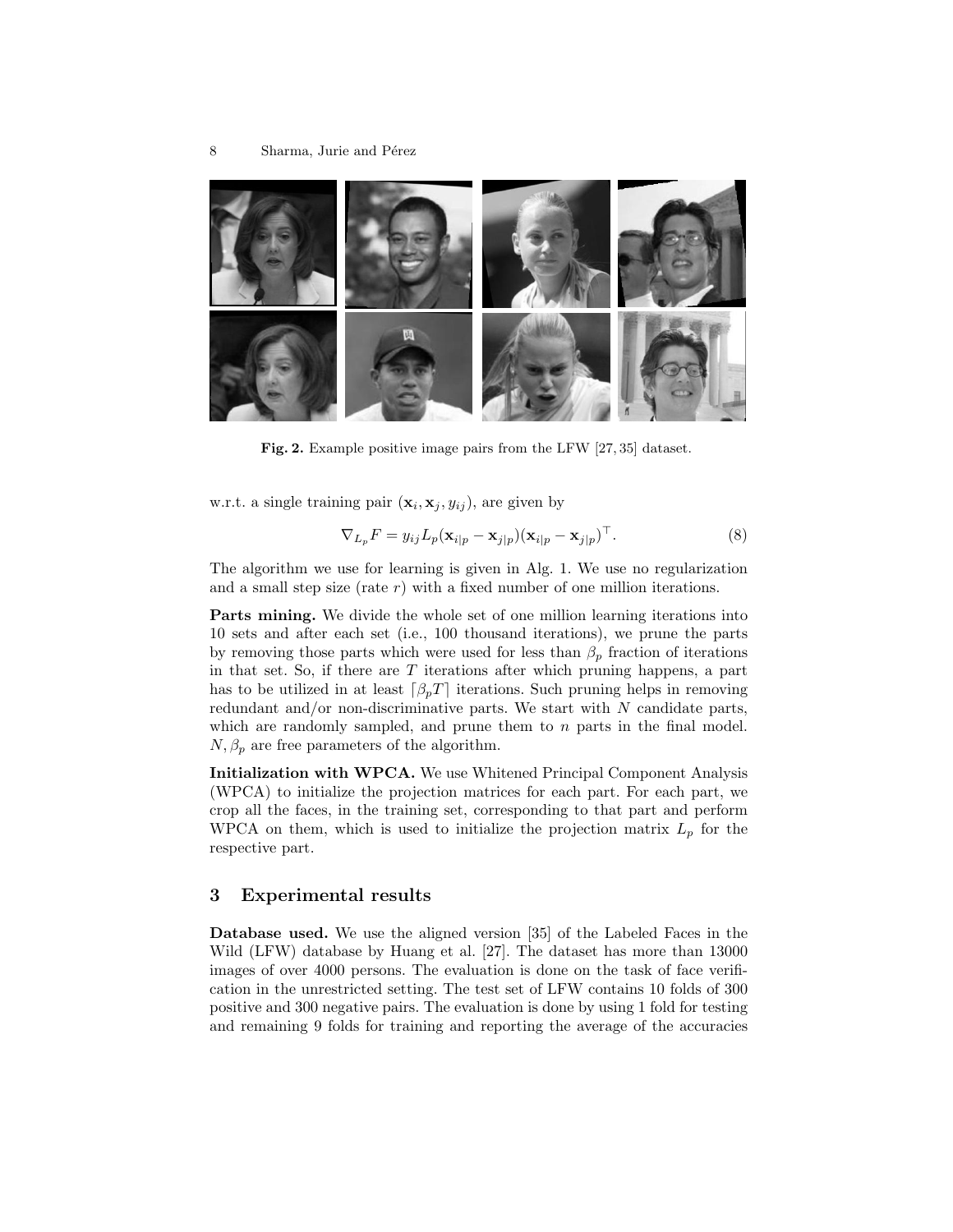Fig. 2. Example positive image pairs from the LFW [27, 35] dataset.

w.r.t. a single training pair $(\mathbf{x}_i, \mathbf{x}_j, y_{ij})$, are given by

$$\nabla_{L_p} F = y_{ij} L_p (\mathbf{x}_{i|p} - \mathbf{x}_{j|p})(\mathbf{x}_{i|p} - \mathbf{x}_{j|p})^\top. \tag{8}$$

The algorithm we use for learning is given in Alg. 1. We use no regularization and a small step size (rate $r$) with a fixed number of one million iterations.

**Parts mining.** We divide the whole set of one million learning iterations into 10 sets and after each set (i.e., 100 thousand iterations), we prune the parts by removing those parts which were used for less than $\beta_p$ fraction of iterations in that set. So, if there are $T$ iterations after which pruning happens, a part has to be utilized in at least $\lceil \beta_p T \rceil$ iterations. Such pruning helps in removing redundant and/or non-discriminative parts. We start with $N$ candidate parts, which are randomly sampled, and prune them to $n$ parts in the final model. $N, \beta_p$ are free parameters of the algorithm.

**Initialization with WPCA.** We use Whitened Principal Component Analysis (WPCA) to initialize the projection matrices for each part. For each part, we crop all the faces, in the training set, corresponding to that part and perform WPCA on them, which is used to initialize the projection matrix $L_p$ for the respective part.

## 3 Experimental results

**Database used.** We use the aligned version [35] of the Labeled Faces in the Wild (LFW) database by Huang et al. [27]. The dataset has more than 13000 images of over 4000 persons. The evaluation is done on the task of face verification in the unrestricted setting. The test set of LFW contains 10 folds of 300 positive and 300 negative pairs. The evaluation is done by using 1 fold for testing and remaining 9 folds for training and reporting the average of the accuracies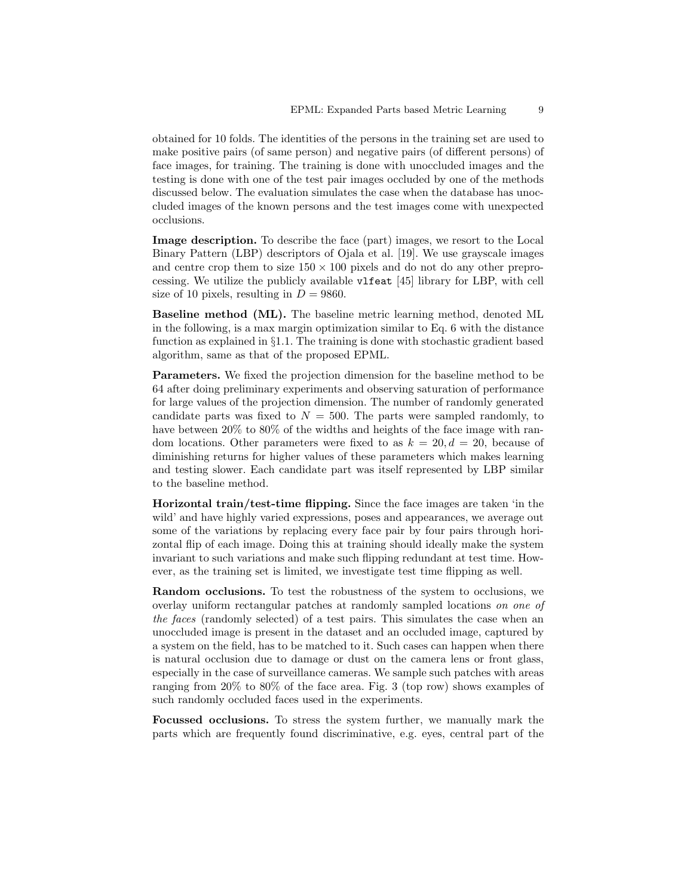obtained for 10 folds. The identities of the persons in the training set are used to make positive pairs (of same person) and negative pairs (of different persons) of face images, for training. The training is done with unoccluded images and the testing is done with one of the test pair images occluded by one of the methods discussed below. The evaluation simulates the case when the database has unoccluded images of the known persons and the test images come with unexpected occlusions.

**Image description.** To describe the face (part) images, we resort to the Local Binary Pattern (LBP) descriptors of Ojala et al. [19]. We use grayscale images and centre crop them to size $150 \times 100$ pixels and do not do any other preprocessing. We utilize the publicly available `vlfeat` [45] library for LBP, with cell size of 10 pixels, resulting in $D = 9860$.

**Baseline method (ML).** The baseline metric learning method, denoted ML in the following, is a max margin optimization similar to Eq. 6 with the distance function as explained in §1.1. The training is done with stochastic gradient based algorithm, same as that of the proposed EPML.

**Parameters.** We fixed the projection dimension for the baseline method to be 64 after doing preliminary experiments and observing saturation of performance for large values of the projection dimension. The number of randomly generated candidate parts was fixed to $N = 500$. The parts were sampled randomly, to have between 20% to 80% of the widths and heights of the face image with random locations. Other parameters were fixed to as $k = 20, d = 20$, because of diminishing returns for higher values of these parameters which makes learning and testing slower. Each candidate part was itself represented by LBP similar to the baseline method.

**Horizontal train/test-time flipping.** Since the face images are taken 'in the wild' and have highly varied expressions, poses and appearances, we average out some of the variations by replacing every face pair by four pairs through horizontal flip of each image. Doing this at training should ideally make the system invariant to such variations and make such flipping redundant at test time. However, as the training set is limited, we investigate test time flipping as well.

**Random occlusions.** To test the robustness of the system to occlusions, we overlay uniform rectangular patches at randomly sampled locations *on one of the faces* (randomly selected) of a test pairs. This simulates the case when an unoccluded image is present in the dataset and an occluded image, captured by a system on the field, has to be matched to it. Such cases can happen when there is natural occlusion due to damage or dust on the camera lens or front glass, especially in the case of surveillance cameras. We sample such patches with areas ranging from 20% to 80% of the face area. Fig. 3 (top row) shows examples of such randomly occluded faces used in the experiments.

**Focussed occlusions.** To stress the system further, we manually mark the parts which are frequently found discriminative, e.g. eyes, central part of the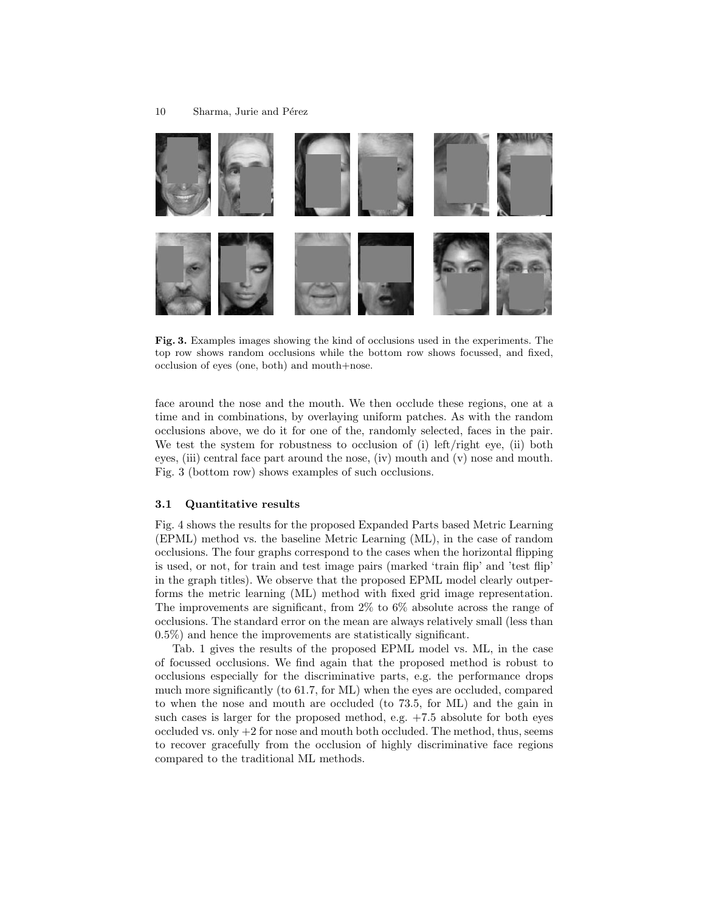**Fig. 3.** Examples images showing the kind of occlusions used in the experiments. The top row shows random occlusions while the bottom row shows focussed, and fixed, occlusion of eyes (one, both) and mouth+nose.

face around the nose and the mouth. We then occlude these regions, one at a time and in combinations, by overlaying uniform patches. As with the random occlusions above, we do it for one of the, randomly selected, faces in the pair. We test the system for robustness to occlusion of (i) left/right eye, (ii) both eyes, (iii) central face part around the nose, (iv) mouth and (v) nose and mouth. Fig. 3 (bottom row) shows examples of such occlusions.

### 3.1 Quantitative results

Fig. 4 shows the results for the proposed Expanded Parts based Metric Learning (EPML) method vs. the baseline Metric Learning (ML), in the case of random occlusions. The four graphs correspond to the cases when the horizontal flipping is used, or not, for train and test image pairs (marked 'train flip' and 'test flip' in the graph titles). We observe that the proposed EPML model clearly outperforms the metric learning (ML) method with fixed grid image representation. The improvements are significant, from 2% to 6% absolute across the range of occlusions. The standard error on the mean are always relatively small (less than 0.5%) and hence the improvements are statistically significant.

Tab. 1 gives the results of the proposed EPML model vs. ML, in the case of focussed occlusions. We find again that the proposed method is robust to occlusions especially for the discriminative parts, e.g. the performance drops much more significantly (to 61.7, for ML) when the eyes are occluded, compared to when the nose and mouth are occluded (to 73.5, for ML) and the gain in such cases is larger for the proposed method, e.g. +7.5 absolute for both eyes occluded vs. only +2 for nose and mouth both occluded. The method, thus, seems to recover gracefully from the occlusion of highly discriminative face regions compared to the traditional ML methods.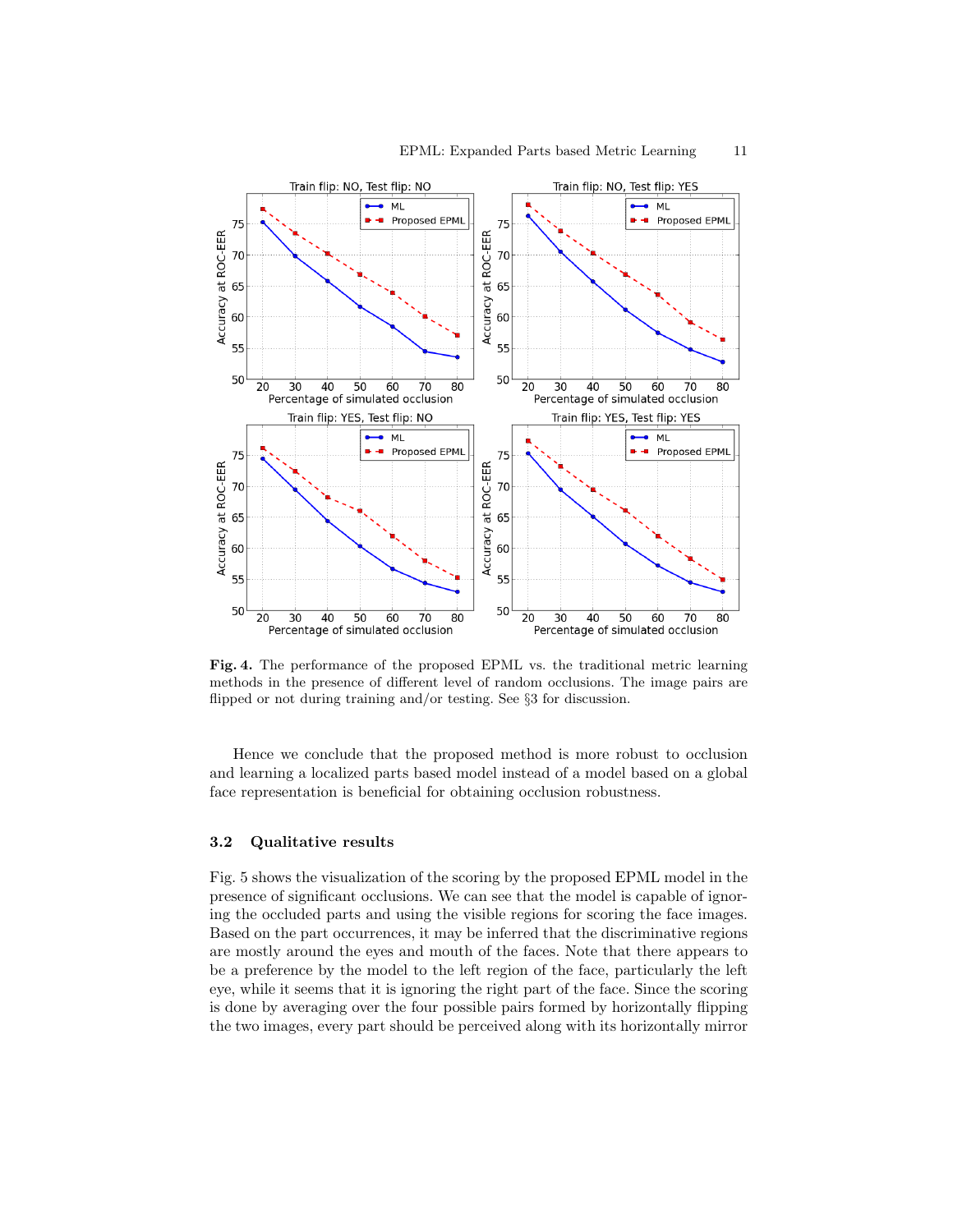**Fig. 4.** The performance of the proposed EPML vs. the traditional metric learning methods in the presence of different level of random occlusions. The image pairs are flipped or not during training and/or testing. See §3 for discussion.

Hence we conclude that the proposed method is more robust to occlusion and learning a localized parts based model instead of a model based on a global face representation is beneficial for obtaining occlusion robustness.

### 3.2 Qualitative results

Fig. 5 shows the visualization of the scoring by the proposed EPML model in the presence of significant occlusions. We can see that the model is capable of ignoring the occluded parts and using the visible regions for scoring the face images. Based on the part occurrences, it may be inferred that the discriminative regions are mostly around the eyes and mouth of the faces. Note that there appears to be a preference by the model to the left region of the face, particularly the left eye, while it seems that it is ignoring the right part of the face. Since the scoring is done by averaging over the four possible pairs formed by horizontally flipping the two images, every part should be perceived along with its horizontally mirror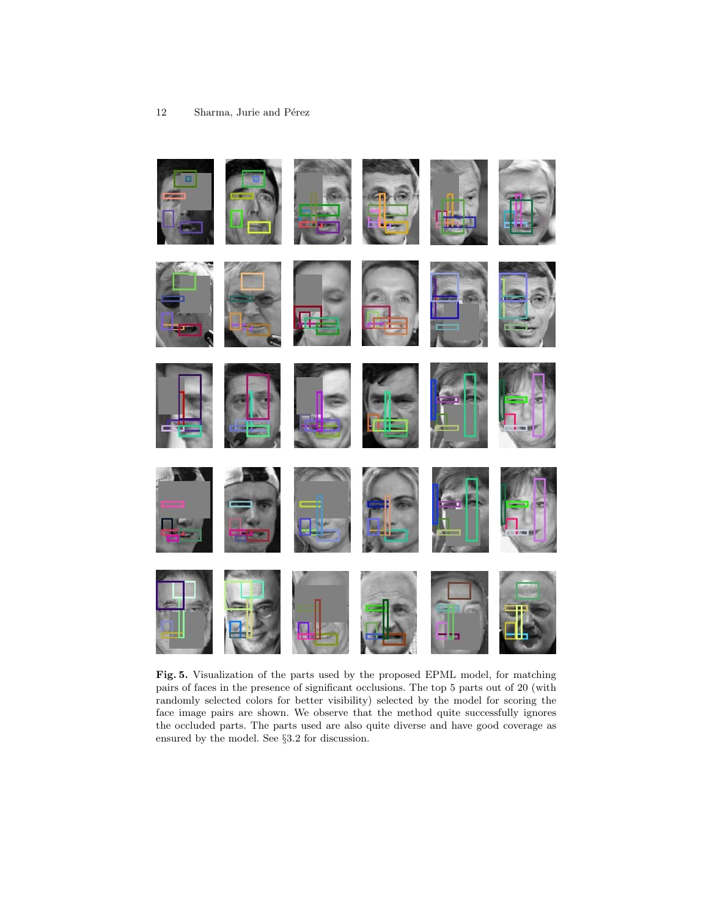**Fig. 5.** Visualization of the parts used by the proposed EPML model, for matching pairs of faces in the presence of significant occlusions. The top 5 parts out of 20 (with randomly selected colors for better visibility) selected by the model for scoring the face image pairs are shown. We observe that the method quite successfully ignores the occluded parts. The parts used are also quite diverse and have good coverage as ensured by the model. See §3.2 for discussion.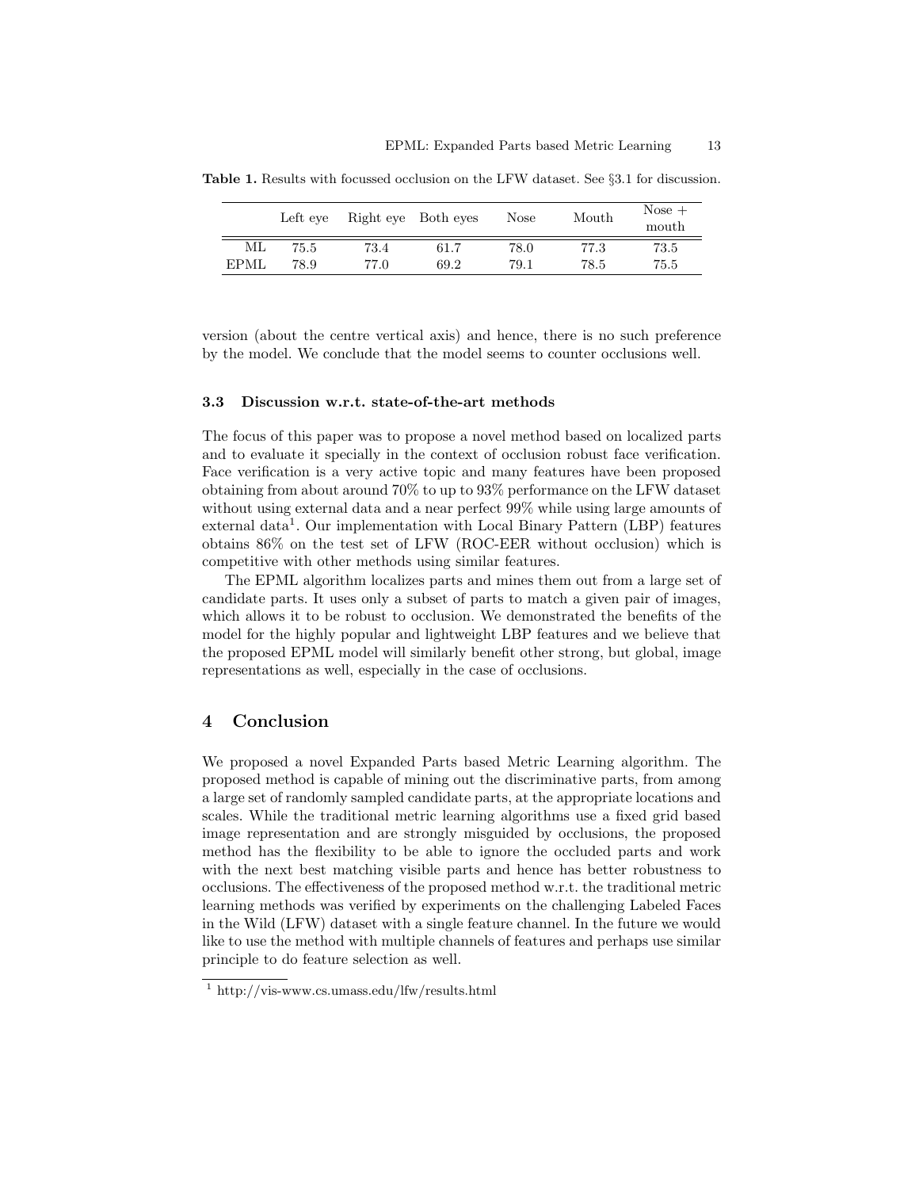**Table 1.** Results with focussed occlusion on the LFW dataset. See §3.1 for discussion.

| | Left eye | Right eye | Both eyes | Nose | Mouth | Nose + mouth |
|---|---|---|---|---|---|---|
| ML | 75.5 | 73.4 | 61.7 | 78.0 | 77.3 | 73.5 |
| EPML | 78.9 | 77.0 | 69.2 | 79.1 | 78.5 | 75.5 |

version (about the centre vertical axis) and hence, there is no such preference by the model. We conclude that the model seems to counter occlusions well.

### 3.3 Discussion w.r.t. state-of-the-art methods

The focus of this paper was to propose a novel method based on localized parts and to evaluate it specially in the context of occlusion robust face verification. Face verification is a very active topic and many features have been proposed obtaining from about around 70% to up to 93% performance on the LFW dataset without using external data and a near perfect 99% while using large amounts of external data[1]. Our implementation with Local Binary Pattern (LBP) features obtains 86% on the test set of LFW (ROC-EER without occlusion) which is competitive with other methods using similar features.

The EPML algorithm localizes parts and mines them out from a large set of candidate parts. It uses only a subset of parts to match a given pair of images, which allows it to be robust to occlusion. We demonstrated the benefits of the model for the highly popular and lightweight LBP features and we believe that the proposed EPML model will similarly benefit other strong, but global, image representations as well, especially in the case of occlusions.

## 4 Conclusion

We proposed a novel Expanded Parts based Metric Learning algorithm. The proposed method is capable of mining out the discriminative parts, from among a large set of randomly sampled candidate parts, at the appropriate locations and scales. While the traditional metric learning algorithms use a fixed grid based image representation and are strongly misguided by occlusions, the proposed method has the flexibility to be able to ignore the occluded parts and work with the next best matching visible parts and hence has better robustness to occlusions. The effectiveness of the proposed method w.r.t. the traditional metric learning methods was verified by experiments on the challenging Labeled Faces in the Wild (LFW) dataset with a single feature channel. In the future we would like to use the method with multiple channels of features and perhaps use similar principle to do feature selection as well.

[1] http://vis-www.cs.umass.edu/lfw/results.html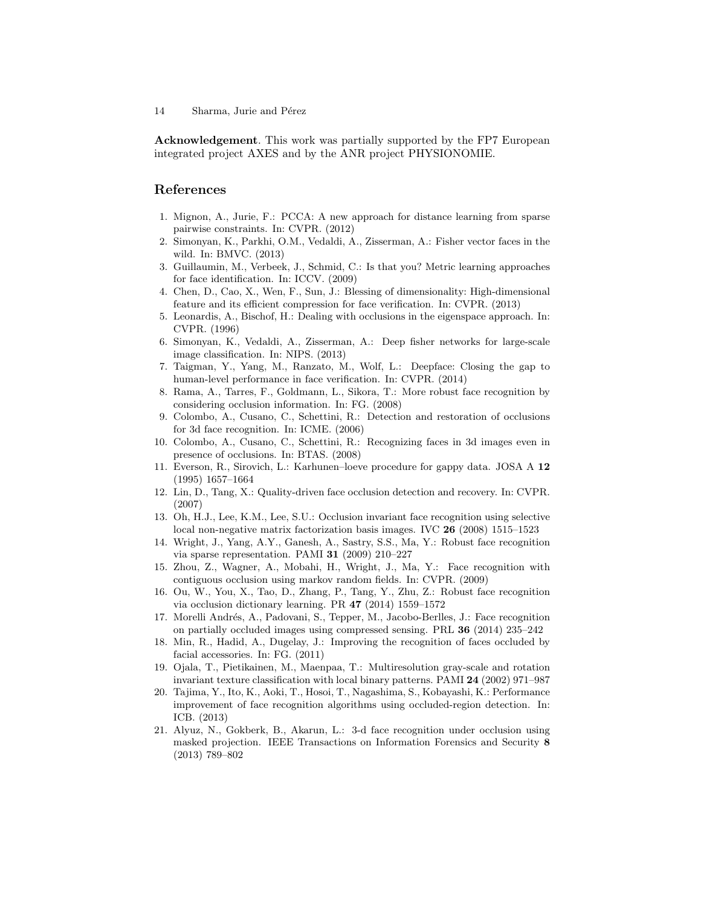**Acknowledgement**. This work was partially supported by the FP7 European integrated project AXES and by the ANR project PHYSIONOMIE.

## References

1. Mignon, A., Jurie, F.: PCCA: A new approach for distance learning from sparse pairwise constraints. In: CVPR. (2012)
2. Simonyan, K., Parkhi, O.M., Vedaldi, A., Zisserman, A.: Fisher vector faces in the wild. In: BMVC. (2013)
3. Guillaumin, M., Verbeek, J., Schmid, C.: Is that you? Metric learning approaches for face identification. In: ICCV. (2009)
4. Chen, D., Cao, X., Wen, F., Sun, J.: Blessing of dimensionality: High-dimensional feature and its efficient compression for face verification. In: CVPR. (2013)
5. Leonardis, A., Bischof, H.: Dealing with occlusions in the eigenspace approach. In: CVPR. (1996)
6. Simonyan, K., Vedaldi, A., Zisserman, A.: Deep fisher networks for large-scale image classification. In: NIPS. (2013)
7. Taigman, Y., Yang, M., Ranzato, M., Wolf, L.: Deepface: Closing the gap to human-level performance in face verification. In: CVPR. (2014)
8. Rama, A., Tarres, F., Goldmann, L., Sikora, T.: More robust face recognition by considering occlusion information. In: FG. (2008)
9. Colombo, A., Cusano, C., Schettini, R.: Detection and restoration of occlusions for 3d face recognition. In: ICME. (2006)
10. Colombo, A., Cusano, C., Schettini, R.: Recognizing faces in 3d images even in presence of occlusions. In: BTAS. (2008)
11. Everson, R., Sirovich, L.: Karhunen–loeve procedure for gappy data. JOSA A **12** (1995) 1657–1664
12. Lin, D., Tang, X.: Quality-driven face occlusion detection and recovery. In: CVPR. (2007)
13. Oh, H.J., Lee, K.M., Lee, S.U.: Occlusion invariant face recognition using selective local non-negative matrix factorization basis images. IVC **26** (2008) 1515–1523
14. Wright, J., Yang, A.Y., Ganesh, A., Sastry, S.S., Ma, Y.: Robust face recognition via sparse representation. PAMI **31** (2009) 210–227
15. Zhou, Z., Wagner, A., Mobahi, H., Wright, J., Ma, Y.: Face recognition with contiguous occlusion using markov random fields. In: CVPR. (2009)
16. Ou, W., You, X., Tao, D., Zhang, P., Tang, Y., Zhu, Z.: Robust face recognition via occlusion dictionary learning. PR **47** (2014) 1559–1572
17. Morelli Andrés, A., Padovani, S., Tepper, M., Jacobo-Berlles, J.: Face recognition on partially occluded images using compressed sensing. PRL **36** (2014) 235–242
18. Min, R., Hadid, A., Dugelay, J.: Improving the recognition of faces occluded by facial accessories. In: FG. (2011)
19. Ojala, T., Pietikainen, M., Maenpaa, T.: Multiresolution gray-scale and rotation invariant texture classification with local binary patterns. PAMI **24** (2002) 971–987
20. Tajima, Y., Ito, K., Aoki, T., Hosoi, T., Nagashima, S., Kobayashi, K.: Performance improvement of face recognition algorithms using occluded-region detection. In: ICB. (2013)
21. Alyuz, N., Gokberk, B., Akarun, L.: 3-d face recognition under occlusion using masked projection. IEEE Transactions on Information Forensics and Security **8** (2013) 789–802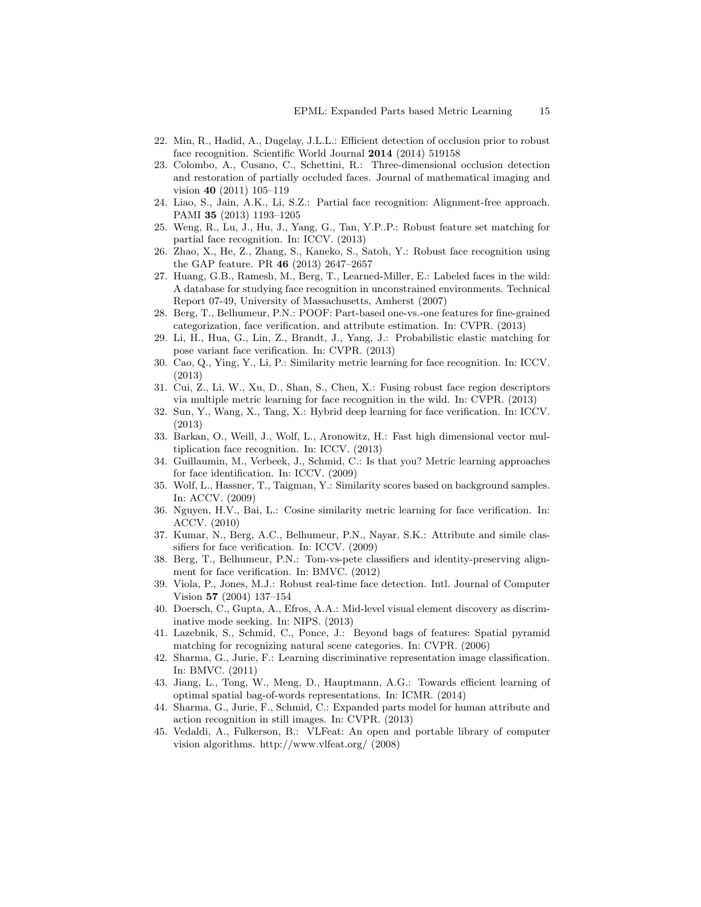22. Min, R., Hadid, A., Dugelay, J.L.L.: Efficient detection of occlusion prior to robust face recognition. Scientific World Journal **2014** (2014) 519158
23. Colombo, A., Cusano, C., Schettini, R.: Three-dimensional occlusion detection and restoration of partially occluded faces. Journal of mathematical imaging and vision **40** (2011) 105–119
24. Liao, S., Jain, A.K., Li, S.Z.: Partial face recognition: Alignment-free approach. PAMI **35** (2013) 1193–1205
25. Weng, R., Lu, J., Hu, J., Yang, G., Tan, Y.P..P.: Robust feature set matching for partial face recognition. In: ICCV. (2013)
26. Zhao, X., He, Z., Zhang, S., Kaneko, S., Satoh, Y.: Robust face recognition using the GAP feature. PR **46** (2013) 2647–2657
27. Huang, G.B., Ramesh, M., Berg, T., Learned-Miller, E.: Labeled faces in the wild: A database for studying face recognition in unconstrained environments. Technical Report 07-49, University of Massachusetts, Amherst (2007)
28. Berg, T., Belhumeur, P.N.: POOF: Part-based one-vs.-one features for fine-grained categorization, face verification, and attribute estimation. In: CVPR. (2013)
29. Li, H., Hua, G., Lin, Z., Brandt, J., Yang, J.: Probabilistic elastic matching for pose variant face verification. In: CVPR. (2013)
30. Cao, Q., Ying, Y., Li, P.: Similarity metric learning for face recognition. In: ICCV. (2013)
31. Cui, Z., Li, W., Xu, D., Shan, S., Chen, X.: Fusing robust face region descriptors via multiple metric learning for face recognition in the wild. In: CVPR. (2013)
32. Sun, Y., Wang, X., Tang, X.: Hybrid deep learning for face verification. In: ICCV. (2013)
33. Barkan, O., Weill, J., Wolf, L., Aronowitz, H.: Fast high dimensional vector multiplication face recognition. In: ICCV. (2013)
34. Guillaumin, M., Verbeek, J., Schmid, C.: Is that you? Metric learning approaches for face identification. In: ICCV. (2009)
35. Wolf, L., Hassner, T., Taigman, Y.: Similarity scores based on background samples. In: ACCV. (2009)
36. Nguyen, H.V., Bai, L.: Cosine similarity metric learning for face verification. In: ACCV. (2010)
37. Kumar, N., Berg, A.C., Belhumeur, P.N., Nayar, S.K.: Attribute and simile classifiers for face verification. In: ICCV. (2009)
38. Berg, T., Belhumeur, P.N.: Tom-vs-pete classifiers and identity-preserving alignment for face verification. In: BMVC. (2012)
39. Viola, P., Jones, M.J.: Robust real-time face detection. Intl. Journal of Computer Vision **57** (2004) 137–154
40. Doersch, C., Gupta, A., Efros, A.A.: Mid-level visual element discovery as discriminative mode seeking. In: NIPS. (2013)
41. Lazebnik, S., Schmid, C., Ponce, J.: Beyond bags of features: Spatial pyramid matching for recognizing natural scene categories. In: CVPR. (2006)
42. Sharma, G., Jurie, F.: Learning discriminative representation image classification. In: BMVC. (2011)
43. Jiang, L., Tong, W., Meng, D., Hauptmann, A.G.: Towards efficient learning of optimal spatial bag-of-words representations. In: ICMR. (2014)
44. Sharma, G., Jurie, F., Schmid, C.: Expanded parts model for human attribute and action recognition in still images. In: CVPR. (2013)
45. Vedaldi, A., Fulkerson, B.: VLFeat: An open and portable library of computer vision algorithms. http://www.vlfeat.org/ (2008)